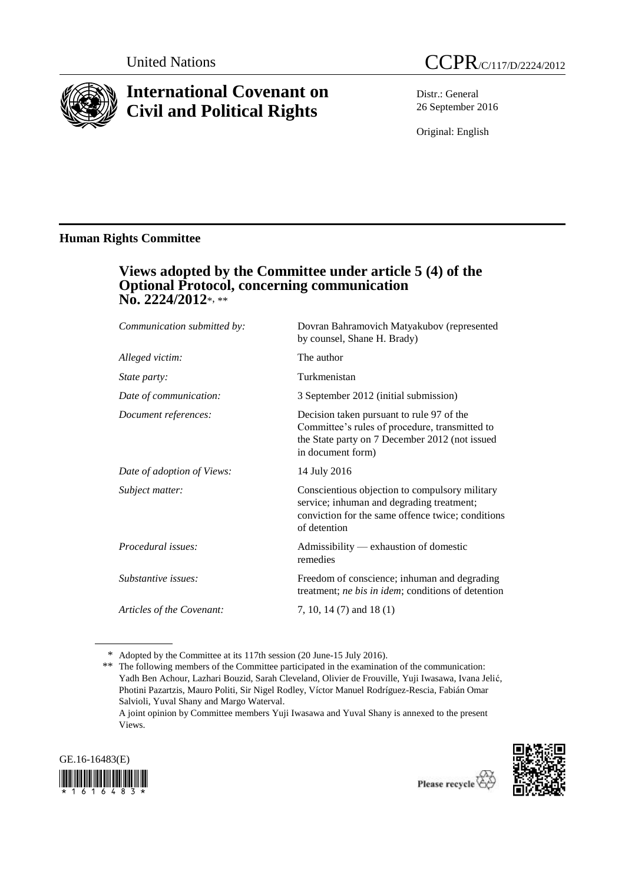United Nations

CCPR/C/117/D/2224/2012

# International Covenant on Civil and Political Rights

Distr.: General
26 September 2016

Original: English

## Human Rights Committee

### Views adopted by the Committee under article 5 (4) of the Optional Protocol, concerning communication No. 2224/2012*, **

| | |
|---|---|
| *Communication submitted by:* | Dovran Bahramovich Matyakubov (represented by counsel, Shane H. Brady) |
| *Alleged victim:* | The author |
| *State party:* | Turkmenistan |
| *Date of communication:* | 3 September 2012 (initial submission) |
| *Document references:* | Decision taken pursuant to rule 97 of the Committee's rules of procedure, transmitted to the State party on 7 December 2012 (not issued in document form) |
| *Date of adoption of Views:* | 14 July 2016 |
| *Subject matter:* | Conscientious objection to compulsory military service; inhuman and degrading treatment; conviction for the same offence twice; conditions of detention |
| *Procedural issues:* | Admissibility — exhaustion of domestic remedies |
| *Substantive issues:* | Freedom of conscience; inhuman and degrading treatment; *ne bis in idem*; conditions of detention |
| *Articles of the Covenant:* | 7, 10, 14 (7) and 18 (1) |

\* Adopted by the Committee at its 117th session (20 June-15 July 2016).

\*\* The following members of the Committee participated in the examination of the communication: Yadh Ben Achour, Lazhari Bouzid, Sarah Cleveland, Olivier de Frouville, Yuji Iwasawa, Ivana Jelić, Photini Pazartzis, Mauro Politi, Sir Nigel Rodley, Víctor Manuel Rodríguez-Rescia, Fabián Omar Salvioli, Yuval Shany and Margo Waterval.
A joint opinion by Committee members Yuji Iwasawa and Yuval Shany is annexed to the present Views.

GE.16-16483(E)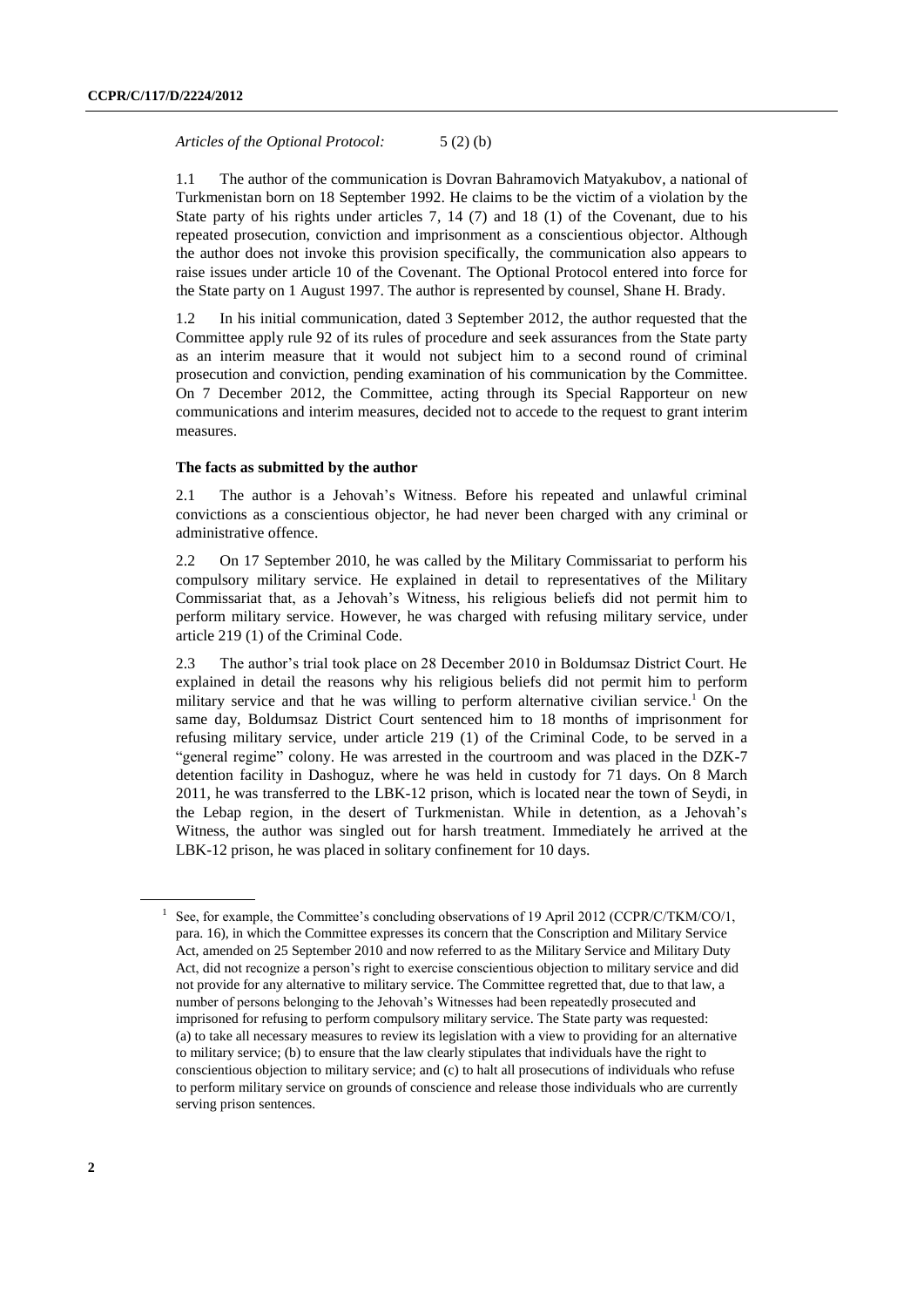*Articles of the Optional Protocol:* 5 (2) (b)

1.1 The author of the communication is Dovran Bahramovich Matyakubov, a national of Turkmenistan born on 18 September 1992. He claims to be the victim of a violation by the State party of his rights under articles 7, 14 (7) and 18 (1) of the Covenant, due to his repeated prosecution, conviction and imprisonment as a conscientious objector. Although the author does not invoke this provision specifically, the communication also appears to raise issues under article 10 of the Covenant. The Optional Protocol entered into force for the State party on 1 August 1997. The author is represented by counsel, Shane H. Brady.

1.2 In his initial communication, dated 3 September 2012, the author requested that the Committee apply rule 92 of its rules of procedure and seek assurances from the State party as an interim measure that it would not subject him to a second round of criminal prosecution and conviction, pending examination of his communication by the Committee. On 7 December 2012, the Committee, acting through its Special Rapporteur on new communications and interim measures, decided not to accede to the request to grant interim measures.

**The facts as submitted by the author**

2.1 The author is a Jehovah's Witness. Before his repeated and unlawful criminal convictions as a conscientious objector, he had never been charged with any criminal or administrative offence.

2.2 On 17 September 2010, he was called by the Military Commissariat to perform his compulsory military service. He explained in detail to representatives of the Military Commissariat that, as a Jehovah's Witness, his religious beliefs did not permit him to perform military service. However, he was charged with refusing military service, under article 219 (1) of the Criminal Code.

2.3 The author's trial took place on 28 December 2010 in Boldumsaz District Court. He explained in detail the reasons why his religious beliefs did not permit him to perform military service and that he was willing to perform alternative civilian service.[1] On the same day, Boldumsaz District Court sentenced him to 18 months of imprisonment for refusing military service, under article 219 (1) of the Criminal Code, to be served in a "general regime" colony. He was arrested in the courtroom and was placed in the DZK-7 detention facility in Dashoguz, where he was held in custody for 71 days. On 8 March 2011, he was transferred to the LBK-12 prison, which is located near the town of Seydi, in the Lebap region, in the desert of Turkmenistan. While in detention, as a Jehovah's Witness, the author was singled out for harsh treatment. Immediately he arrived at the LBK-12 prison, he was placed in solitary confinement for 10 days.

---

[1] See, for example, the Committee's concluding observations of 19 April 2012 (CCPR/C/TKM/CO/1, para. 16), in which the Committee expresses its concern that the Conscription and Military Service Act, amended on 25 September 2010 and now referred to as the Military Service and Military Duty Act, did not recognize a person's right to exercise conscientious objection to military service and did not provide for any alternative to military service. The Committee regretted that, due to that law, a number of persons belonging to the Jehovah's Witnesses had been repeatedly prosecuted and imprisoned for refusing to perform compulsory military service. The State party was requested: (a) to take all necessary measures to review its legislation with a view to providing for an alternative to military service; (b) to ensure that the law clearly stipulates that individuals have the right to conscientious objection to military service; and (c) to halt all prosecutions of individuals who refuse to perform military service on grounds of conscience and release those individuals who are currently serving prison sentences.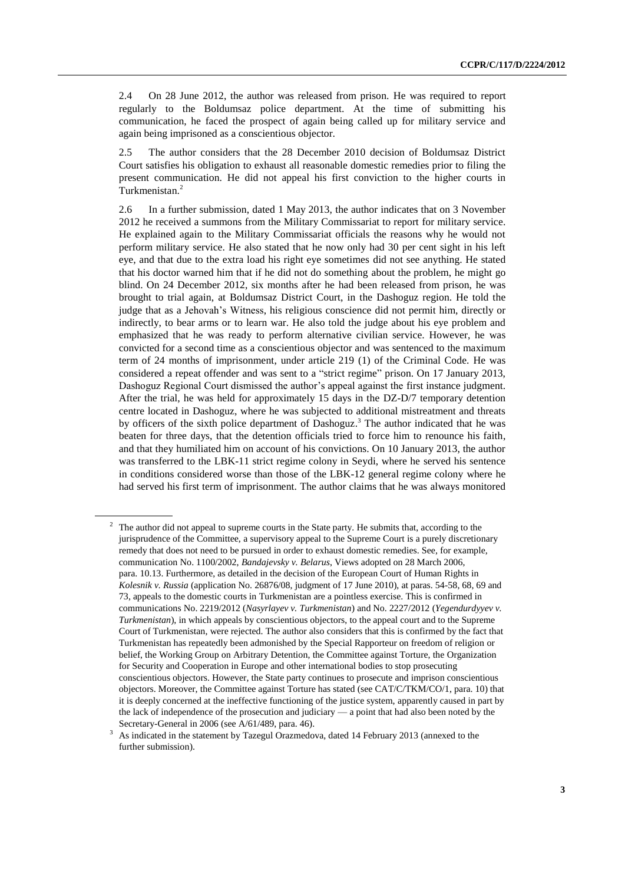2.4 On 28 June 2012, the author was released from prison. He was required to report regularly to the Boldumsaz police department. At the time of submitting his communication, he faced the prospect of again being called up for military service and again being imprisoned as a conscientious objector.

2.5 The author considers that the 28 December 2010 decision of Boldumsaz District Court satisfies his obligation to exhaust all reasonable domestic remedies prior to filing the present communication. He did not appeal his first conviction to the higher courts in Turkmenistan.[2]

2.6 In a further submission, dated 1 May 2013, the author indicates that on 3 November 2012 he received a summons from the Military Commissariat to report for military service. He explained again to the Military Commissariat officials the reasons why he would not perform military service. He also stated that he now only had 30 per cent sight in his left eye, and that due to the extra load his right eye sometimes did not see anything. He stated that his doctor warned him that if he did not do something about the problem, he might go blind. On 24 December 2012, six months after he had been released from prison, he was brought to trial again, at Boldumsaz District Court, in the Dashoguz region. He told the judge that as a Jehovah's Witness, his religious conscience did not permit him, directly or indirectly, to bear arms or to learn war. He also told the judge about his eye problem and emphasized that he was ready to perform alternative civilian service. However, he was convicted for a second time as a conscientious objector and was sentenced to the maximum term of 24 months of imprisonment, under article 219 (1) of the Criminal Code. He was considered a repeat offender and was sent to a "strict regime" prison. On 17 January 2013, Dashoguz Regional Court dismissed the author's appeal against the first instance judgment. After the trial, he was held for approximately 15 days in the DZ-D/7 temporary detention centre located in Dashoguz, where he was subjected to additional mistreatment and threats by officers of the sixth police department of Dashoguz.[3] The author indicated that he was beaten for three days, that the detention officials tried to force him to renounce his faith, and that they humiliated him on account of his convictions. On 10 January 2013, the author was transferred to the LBK-11 strict regime colony in Seydi, where he served his sentence in conditions considered worse than those of the LBK-12 general regime colony where he had served his first term of imprisonment. The author claims that he was always monitored

---

[2] The author did not appeal to supreme courts in the State party. He submits that, according to the jurisprudence of the Committee, a supervisory appeal to the Supreme Court is a purely discretionary remedy that does not need to be pursued in order to exhaust domestic remedies. See, for example, communication No. 1100/2002, *Bandajevsky v. Belarus*, Views adopted on 28 March 2006, para. 10.13. Furthermore, as detailed in the decision of the European Court of Human Rights in *Kolesnik v. Russia* (application No. 26876/08, judgment of 17 June 2010), at paras. 54-58, 68, 69 and 73, appeals to the domestic courts in Turkmenistan are a pointless exercise. This is confirmed in communications No. 2219/2012 (*Nasyrlayev v. Turkmenistan*) and No. 2227/2012 (*Yegendurdyyev v. Turkmenistan*), in which appeals by conscientious objectors, to the appeal court and to the Supreme Court of Turkmenistan, were rejected. The author also considers that this is confirmed by the fact that Turkmenistan has repeatedly been admonished by the Special Rapporteur on freedom of religion or belief, the Working Group on Arbitrary Detention, the Committee against Torture, the Organization for Security and Cooperation in Europe and other international bodies to stop prosecuting conscientious objectors. However, the State party continues to prosecute and imprison conscientious objectors. Moreover, the Committee against Torture has stated (see CAT/C/TKM/CO/1, para. 10) that it is deeply concerned at the ineffective functioning of the justice system, apparently caused in part by the lack of independence of the prosecution and judiciary — a point that had also been noted by the Secretary-General in 2006 (see A/61/489, para. 46).

[3] As indicated in the statement by Tazegul Orazmedova, dated 14 February 2013 (annexed to the further submission).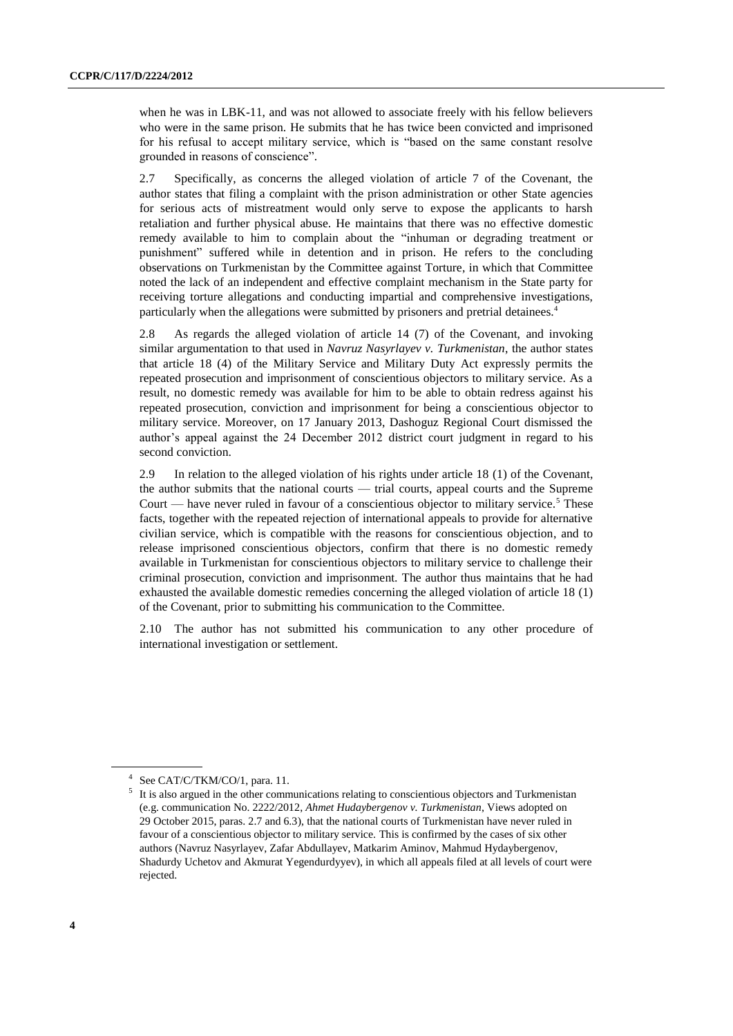when he was in LBK-11, and was not allowed to associate freely with his fellow believers who were in the same prison. He submits that he has twice been convicted and imprisoned for his refusal to accept military service, which is "based on the same constant resolve grounded in reasons of conscience".

2.7 Specifically, as concerns the alleged violation of article 7 of the Covenant, the author states that filing a complaint with the prison administration or other State agencies for serious acts of mistreatment would only serve to expose the applicants to harsh retaliation and further physical abuse. He maintains that there was no effective domestic remedy available to him to complain about the "inhuman or degrading treatment or punishment" suffered while in detention and in prison. He refers to the concluding observations on Turkmenistan by the Committee against Torture, in which that Committee noted the lack of an independent and effective complaint mechanism in the State party for receiving torture allegations and conducting impartial and comprehensive investigations, particularly when the allegations were submitted by prisoners and pretrial detainees.[4]

2.8 As regards the alleged violation of article 14 (7) of the Covenant, and invoking similar argumentation to that used in *Navruz Nasyrlayev v. Turkmenistan*, the author states that article 18 (4) of the Military Service and Military Duty Act expressly permits the repeated prosecution and imprisonment of conscientious objectors to military service. As a result, no domestic remedy was available for him to be able to obtain redress against his repeated prosecution, conviction and imprisonment for being a conscientious objector to military service. Moreover, on 17 January 2013, Dashoguz Regional Court dismissed the author's appeal against the 24 December 2012 district court judgment in regard to his second conviction.

2.9 In relation to the alleged violation of his rights under article 18 (1) of the Covenant, the author submits that the national courts — trial courts, appeal courts and the Supreme Court — have never ruled in favour of a conscientious objector to military service.[5] These facts, together with the repeated rejection of international appeals to provide for alternative civilian service, which is compatible with the reasons for conscientious objection, and to release imprisoned conscientious objectors, confirm that there is no domestic remedy available in Turkmenistan for conscientious objectors to military service to challenge their criminal prosecution, conviction and imprisonment. The author thus maintains that he had exhausted the available domestic remedies concerning the alleged violation of article 18 (1) of the Covenant, prior to submitting his communication to the Committee.

2.10 The author has not submitted his communication to any other procedure of international investigation or settlement.

---

[4] See CAT/C/TKM/CO/1, para. 11.

[5] It is also argued in the other communications relating to conscientious objectors and Turkmenistan (e.g. communication No. 2222/2012, *Ahmet Hudaybergenov v. Turkmenistan*, Views adopted on 29 October 2015, paras. 2.7 and 6.3), that the national courts of Turkmenistan have never ruled in favour of a conscientious objector to military service. This is confirmed by the cases of six other authors (Navruz Nasyrlayev, Zafar Abdullayev, Matkarim Aminov, Mahmud Hydaybergenov, Shadurdy Uchetov and Akmurat Yegendurdyyev), in which all appeals filed at all levels of court were rejected.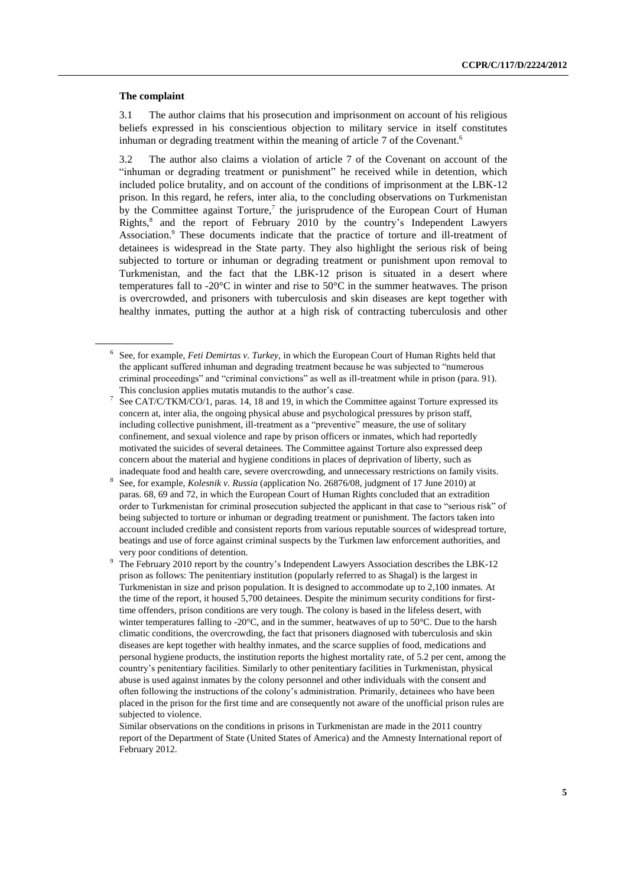**The complaint**

3.1 The author claims that his prosecution and imprisonment on account of his religious beliefs expressed in his conscientious objection to military service in itself constitutes inhuman or degrading treatment within the meaning of article 7 of the Covenant.[6]

3.2 The author also claims a violation of article 7 of the Covenant on account of the "inhuman or degrading treatment or punishment" he received while in detention, which included police brutality, and on account of the conditions of imprisonment at the LBK-12 prison. In this regard, he refers, inter alia, to the concluding observations on Turkmenistan by the Committee against Torture,[7] the jurisprudence of the European Court of Human Rights,[8] and the report of February 2010 by the country's Independent Lawyers Association.[9] These documents indicate that the practice of torture and ill-treatment of detainees is widespread in the State party. They also highlight the serious risk of being subjected to torture or inhuman or degrading treatment or punishment upon removal to Turkmenistan, and the fact that the LBK-12 prison is situated in a desert where temperatures fall to -20°C in winter and rise to 50°C in the summer heatwaves. The prison is overcrowded, and prisoners with tuberculosis and skin diseases are kept together with healthy inmates, putting the author at a high risk of contracting tuberculosis and other

---

[6] See, for example, *Feti Demirtas v. Turkey*, in which the European Court of Human Rights held that the applicant suffered inhuman and degrading treatment because he was subjected to "numerous criminal proceedings" and "criminal convictions" as well as ill-treatment while in prison (para. 91). This conclusion applies mutatis mutandis to the author's case.

[7] See CAT/C/TKM/CO/1, paras. 14, 18 and 19, in which the Committee against Torture expressed its concern at, inter alia, the ongoing physical abuse and psychological pressures by prison staff, including collective punishment, ill-treatment as a "preventive" measure, the use of solitary confinement, and sexual violence and rape by prison officers or inmates, which had reportedly motivated the suicides of several detainees. The Committee against Torture also expressed deep concern about the material and hygiene conditions in places of deprivation of liberty, such as inadequate food and health care, severe overcrowding, and unnecessary restrictions on family visits.

[8] See, for example, *Kolesnik v. Russia* (application No. 26876/08, judgment of 17 June 2010) at paras. 68, 69 and 72, in which the European Court of Human Rights concluded that an extradition order to Turkmenistan for criminal prosecution subjected the applicant in that case to "serious risk" of being subjected to torture or inhuman or degrading treatment or punishment. The factors taken into account included credible and consistent reports from various reputable sources of widespread torture, beatings and use of force against criminal suspects by the Turkmen law enforcement authorities, and very poor conditions of detention.

[9] The February 2010 report by the country's Independent Lawyers Association describes the LBK-12 prison as follows: The penitentiary institution (popularly referred to as Shagal) is the largest in Turkmenistan in size and prison population. It is designed to accommodate up to 2,100 inmates. At the time of the report, it housed 5,700 detainees. Despite the minimum security conditions for first-time offenders, prison conditions are very tough. The colony is based in the lifeless desert, with winter temperatures falling to -20°C, and in the summer, heatwaves of up to 50°C. Due to the harsh climatic conditions, the overcrowding, the fact that prisoners diagnosed with tuberculosis and skin diseases are kept together with healthy inmates, and the scarce supplies of food, medications and personal hygiene products, the institution reports the highest mortality rate, of 5.2 per cent, among the country's penitentiary facilities. Similarly to other penitentiary facilities in Turkmenistan, physical abuse is used against inmates by the colony personnel and other individuals with the consent and often following the instructions of the colony's administration. Primarily, detainees who have been placed in the prison for the first time and are consequently not aware of the unofficial prison rules are subjected to violence.

Similar observations on the conditions in prisons in Turkmenistan are made in the 2011 country report of the Department of State (United States of America) and the Amnesty International report of February 2012.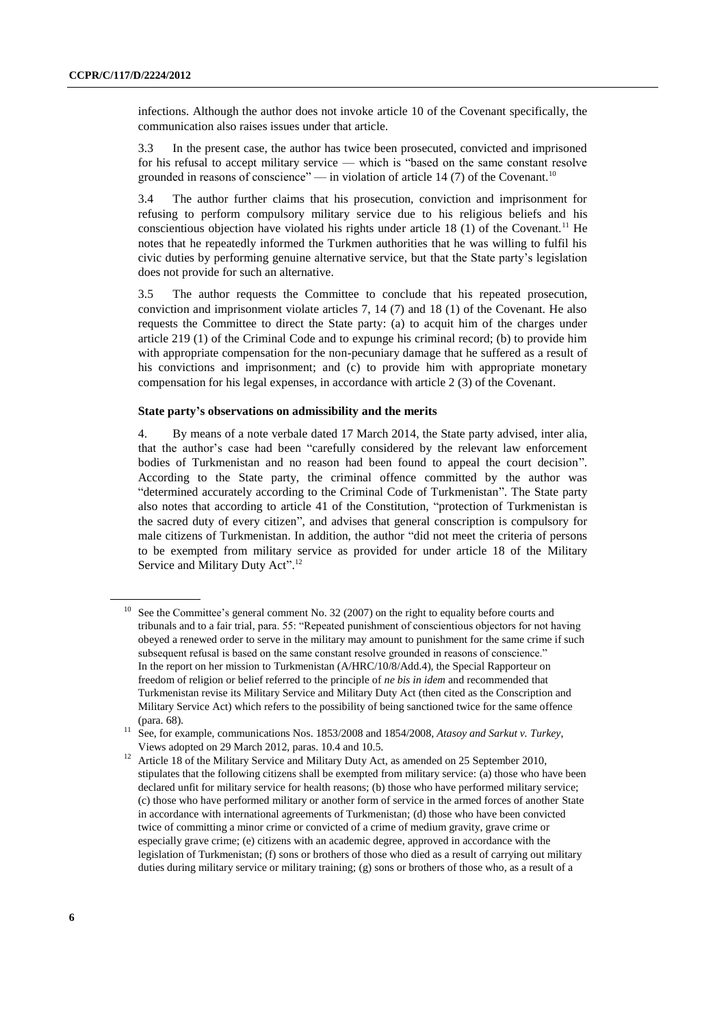infections. Although the author does not invoke article 10 of the Covenant specifically, the communication also raises issues under that article.

3.3 In the present case, the author has twice been prosecuted, convicted and imprisoned for his refusal to accept military service — which is "based on the same constant resolve grounded in reasons of conscience" — in violation of article 14 (7) of the Covenant.[10]

3.4 The author further claims that his prosecution, conviction and imprisonment for refusing to perform compulsory military service due to his religious beliefs and his conscientious objection have violated his rights under article 18 (1) of the Covenant.[11] He notes that he repeatedly informed the Turkmen authorities that he was willing to fulfil his civic duties by performing genuine alternative service, but that the State party's legislation does not provide for such an alternative.

3.5 The author requests the Committee to conclude that his repeated prosecution, conviction and imprisonment violate articles 7, 14 (7) and 18 (1) of the Covenant. He also requests the Committee to direct the State party: (a) to acquit him of the charges under article 219 (1) of the Criminal Code and to expunge his criminal record; (b) to provide him with appropriate compensation for the non-pecuniary damage that he suffered as a result of his convictions and imprisonment; and (c) to provide him with appropriate monetary compensation for his legal expenses, in accordance with article 2 (3) of the Covenant.

### State party's observations on admissibility and the merits

4. By means of a note verbale dated 17 March 2014, the State party advised, inter alia, that the author's case had been "carefully considered by the relevant law enforcement bodies of Turkmenistan and no reason had been found to appeal the court decision". According to the State party, the criminal offence committed by the author was "determined accurately according to the Criminal Code of Turkmenistan". The State party also notes that according to article 41 of the Constitution, "protection of Turkmenistan is the sacred duty of every citizen", and advises that general conscription is compulsory for male citizens of Turkmenistan. In addition, the author "did not meet the criteria of persons to be exempted from military service as provided for under article 18 of the Military Service and Military Duty Act".[12]

---

[10] See the Committee's general comment No. 32 (2007) on the right to equality before courts and tribunals and to a fair trial, para. 55: "Repeated punishment of conscientious objectors for not having obeyed a renewed order to serve in the military may amount to punishment for the same crime if such subsequent refusal is based on the same constant resolve grounded in reasons of conscience." In the report on her mission to Turkmenistan (A/HRC/10/8/Add.4), the Special Rapporteur on freedom of religion or belief referred to the principle of *ne bis in idem* and recommended that Turkmenistan revise its Military Service and Military Duty Act (then cited as the Conscription and Military Service Act) which refers to the possibility of being sanctioned twice for the same offence (para. 68).

[11] See, for example, communications Nos. 1853/2008 and 1854/2008, *Atasoy and Sarkut v. Turkey*, Views adopted on 29 March 2012, paras. 10.4 and 10.5.

[12] Article 18 of the Military Service and Military Duty Act, as amended on 25 September 2010, stipulates that the following citizens shall be exempted from military service: (a) those who have been declared unfit for military service for health reasons; (b) those who have performed military service; (c) those who have performed military or another form of service in the armed forces of another State in accordance with international agreements of Turkmenistan; (d) those who have been convicted twice of committing a minor crime or convicted of a crime of medium gravity, grave crime or especially grave crime; (e) citizens with an academic degree, approved in accordance with the legislation of Turkmenistan; (f) sons or brothers of those who died as a result of carrying out military duties during military service or military training; (g) sons or brothers of those who, as a result of a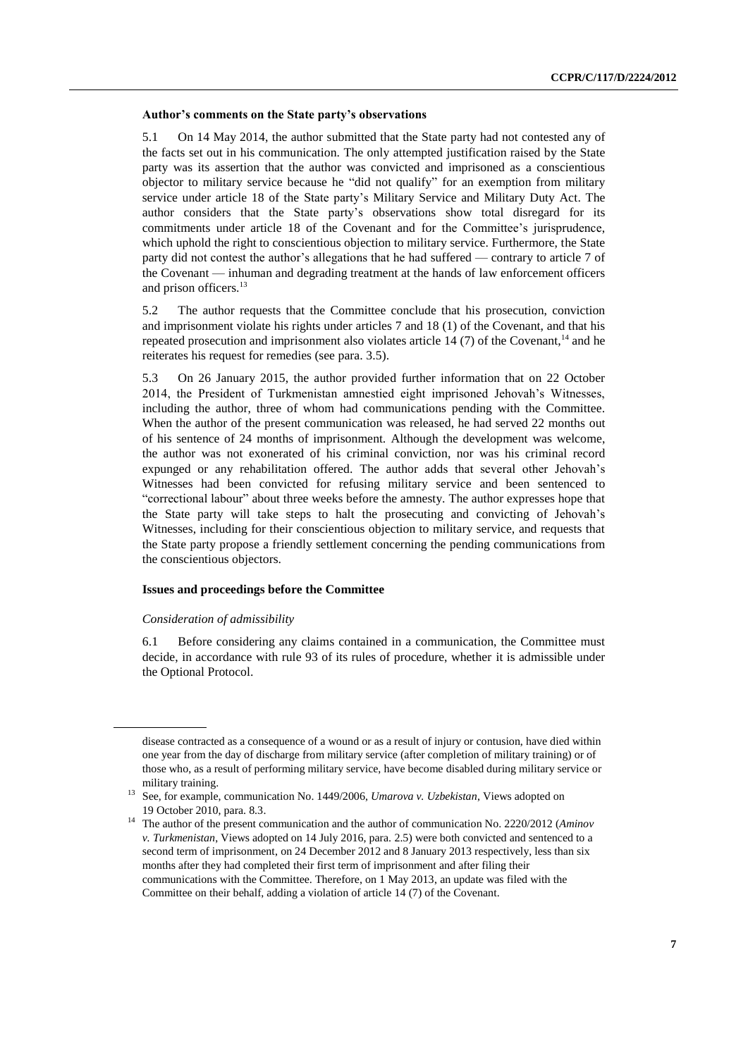**Author's comments on the State party's observations**

5.1 On 14 May 2014, the author submitted that the State party had not contested any of the facts set out in his communication. The only attempted justification raised by the State party was its assertion that the author was convicted and imprisoned as a conscientious objector to military service because he "did not qualify" for an exemption from military service under article 18 of the State party's Military Service and Military Duty Act. The author considers that the State party's observations show total disregard for its commitments under article 18 of the Covenant and for the Committee's jurisprudence, which uphold the right to conscientious objection to military service. Furthermore, the State party did not contest the author's allegations that he had suffered — contrary to article 7 of the Covenant — inhuman and degrading treatment at the hands of law enforcement officers and prison officers.[13]

5.2 The author requests that the Committee conclude that his prosecution, conviction and imprisonment violate his rights under articles 7 and 18 (1) of the Covenant, and that his repeated prosecution and imprisonment also violates article 14 (7) of the Covenant,[14] and he reiterates his request for remedies (see para. 3.5).

5.3 On 26 January 2015, the author provided further information that on 22 October 2014, the President of Turkmenistan amnestied eight imprisoned Jehovah's Witnesses, including the author, three of whom had communications pending with the Committee. When the author of the present communication was released, he had served 22 months out of his sentence of 24 months of imprisonment. Although the development was welcome, the author was not exonerated of his criminal conviction, nor was his criminal record expunged or any rehabilitation offered. The author adds that several other Jehovah's Witnesses had been convicted for refusing military service and been sentenced to "correctional labour" about three weeks before the amnesty. The author expresses hope that the State party will take steps to halt the prosecuting and convicting of Jehovah's Witnesses, including for their conscientious objection to military service, and requests that the State party propose a friendly settlement concerning the pending communications from the conscientious objectors.

**Issues and proceedings before the Committee**

*Consideration of admissibility*

6.1 Before considering any claims contained in a communication, the Committee must decide, in accordance with rule 93 of its rules of procedure, whether it is admissible under the Optional Protocol.

---

disease contracted as a consequence of a wound or as a result of injury or contusion, have died within one year from the day of discharge from military service (after completion of military training) or of those who, as a result of performing military service, have become disabled during military service or military training.

[13] See, for example, communication No. 1449/2006, *Umarova v. Uzbekistan*, Views adopted on 19 October 2010, para. 8.3.

[14] The author of the present communication and the author of communication No. 2220/2012 (*Aminov v. Turkmenistan*, Views adopted on 14 July 2016, para. 2.5) were both convicted and sentenced to a second term of imprisonment, on 24 December 2012 and 8 January 2013 respectively, less than six months after they had completed their first term of imprisonment and after filing their communications with the Committee. Therefore, on 1 May 2013, an update was filed with the Committee on their behalf, adding a violation of article 14 (7) of the Covenant.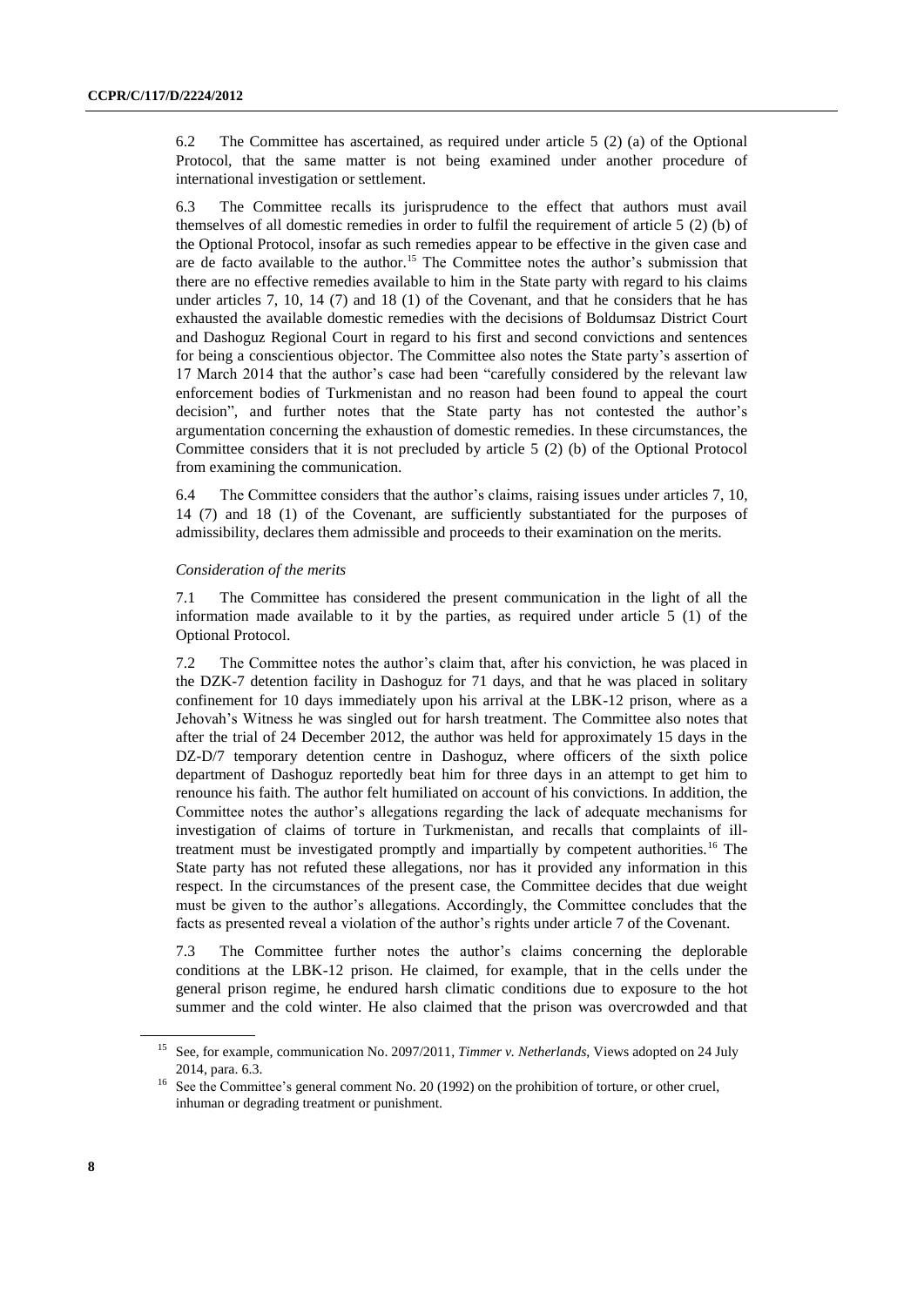6.2 The Committee has ascertained, as required under article 5 (2) (a) of the Optional Protocol, that the same matter is not being examined under another procedure of international investigation or settlement.

6.3 The Committee recalls its jurisprudence to the effect that authors must avail themselves of all domestic remedies in order to fulfil the requirement of article 5 (2) (b) of the Optional Protocol, insofar as such remedies appear to be effective in the given case and are de facto available to the author.[15] The Committee notes the author's submission that there are no effective remedies available to him in the State party with regard to his claims under articles 7, 10, 14 (7) and 18 (1) of the Covenant, and that he considers that he has exhausted the available domestic remedies with the decisions of Boldumsaz District Court and Dashoguz Regional Court in regard to his first and second convictions and sentences for being a conscientious objector. The Committee also notes the State party's assertion of 17 March 2014 that the author's case had been "carefully considered by the relevant law enforcement bodies of Turkmenistan and no reason had been found to appeal the court decision", and further notes that the State party has not contested the author's argumentation concerning the exhaustion of domestic remedies. In these circumstances, the Committee considers that it is not precluded by article 5 (2) (b) of the Optional Protocol from examining the communication.

6.4 The Committee considers that the author's claims, raising issues under articles 7, 10, 14 (7) and 18 (1) of the Covenant, are sufficiently substantiated for the purposes of admissibility, declares them admissible and proceeds to their examination on the merits.

*Consideration of the merits*

7.1 The Committee has considered the present communication in the light of all the information made available to it by the parties, as required under article 5 (1) of the Optional Protocol.

7.2 The Committee notes the author's claim that, after his conviction, he was placed in the DZK-7 detention facility in Dashoguz for 71 days, and that he was placed in solitary confinement for 10 days immediately upon his arrival at the LBK-12 prison, where as a Jehovah's Witness he was singled out for harsh treatment. The Committee also notes that after the trial of 24 December 2012, the author was held for approximately 15 days in the DZ-D/7 temporary detention centre in Dashoguz, where officers of the sixth police department of Dashoguz reportedly beat him for three days in an attempt to get him to renounce his faith. The author felt humiliated on account of his convictions. In addition, the Committee notes the author's allegations regarding the lack of adequate mechanisms for investigation of claims of torture in Turkmenistan, and recalls that complaints of ill-treatment must be investigated promptly and impartially by competent authorities.[16] The State party has not refuted these allegations, nor has it provided any information in this respect. In the circumstances of the present case, the Committee decides that due weight must be given to the author's allegations. Accordingly, the Committee concludes that the facts as presented reveal a violation of the author's rights under article 7 of the Covenant.

7.3 The Committee further notes the author's claims concerning the deplorable conditions at the LBK-12 prison. He claimed, for example, that in the cells under the general prison regime, he endured harsh climatic conditions due to exposure to the hot summer and the cold winter. He also claimed that the prison was overcrowded and that

---

[15] See, for example, communication No. 2097/2011, *Timmer v. Netherlands*, Views adopted on 24 July 2014, para. 6.3.

[16] See the Committee's general comment No. 20 (1992) on the prohibition of torture, or other cruel, inhuman or degrading treatment or punishment.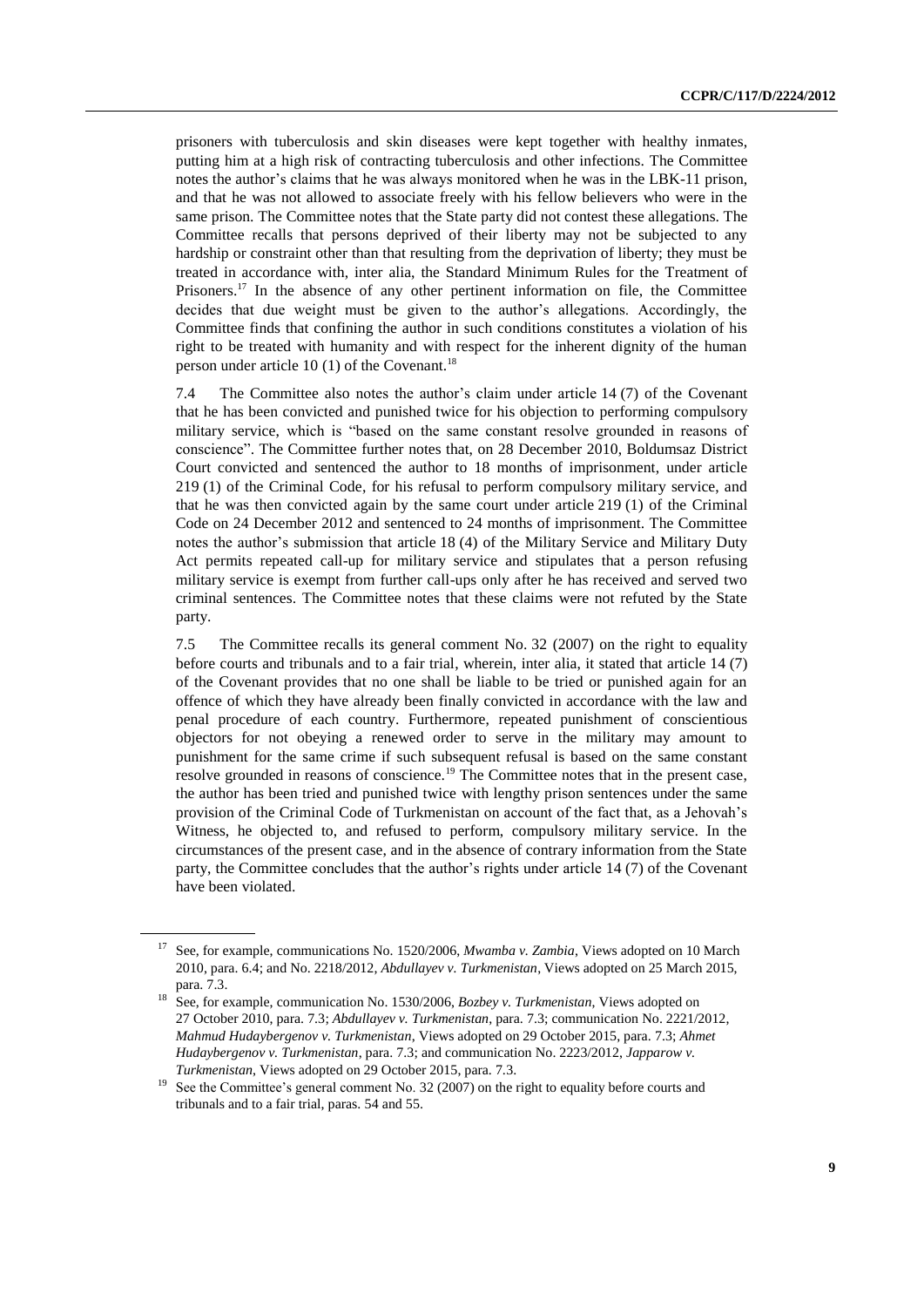prisoners with tuberculosis and skin diseases were kept together with healthy inmates, putting him at a high risk of contracting tuberculosis and other infections. The Committee notes the author's claims that he was always monitored when he was in the LBK-11 prison, and that he was not allowed to associate freely with his fellow believers who were in the same prison. The Committee notes that the State party did not contest these allegations. The Committee recalls that persons deprived of their liberty may not be subjected to any hardship or constraint other than that resulting from the deprivation of liberty; they must be treated in accordance with, inter alia, the Standard Minimum Rules for the Treatment of Prisoners.[17] In the absence of any other pertinent information on file, the Committee decides that due weight must be given to the author's allegations. Accordingly, the Committee finds that confining the author in such conditions constitutes a violation of his right to be treated with humanity and with respect for the inherent dignity of the human person under article 10 (1) of the Covenant.[18]

7.4 The Committee also notes the author's claim under article 14 (7) of the Covenant that he has been convicted and punished twice for his objection to performing compulsory military service, which is "based on the same constant resolve grounded in reasons of conscience". The Committee further notes that, on 28 December 2010, Boldumsaz District Court convicted and sentenced the author to 18 months of imprisonment, under article 219 (1) of the Criminal Code, for his refusal to perform compulsory military service, and that he was then convicted again by the same court under article 219 (1) of the Criminal Code on 24 December 2012 and sentenced to 24 months of imprisonment. The Committee notes the author's submission that article 18 (4) of the Military Service and Military Duty Act permits repeated call-up for military service and stipulates that a person refusing military service is exempt from further call-ups only after he has received and served two criminal sentences. The Committee notes that these claims were not refuted by the State party.

7.5 The Committee recalls its general comment No. 32 (2007) on the right to equality before courts and tribunals and to a fair trial, wherein, inter alia, it stated that article 14 (7) of the Covenant provides that no one shall be liable to be tried or punished again for an offence of which they have already been finally convicted in accordance with the law and penal procedure of each country. Furthermore, repeated punishment of conscientious objectors for not obeying a renewed order to serve in the military may amount to punishment for the same crime if such subsequent refusal is based on the same constant resolve grounded in reasons of conscience.[19] The Committee notes that in the present case, the author has been tried and punished twice with lengthy prison sentences under the same provision of the Criminal Code of Turkmenistan on account of the fact that, as a Jehovah's Witness, he objected to, and refused to perform, compulsory military service. In the circumstances of the present case, and in the absence of contrary information from the State party, the Committee concludes that the author's rights under article 14 (7) of the Covenant have been violated.

---

[17] See, for example, communications No. 1520/2006, *Mwamba v. Zambia*, Views adopted on 10 March 2010, para. 6.4; and No. 2218/2012, *Abdullayev v. Turkmenistan*, Views adopted on 25 March 2015, para. 7.3.

[18] See, for example, communication No. 1530/2006, *Bozbey v. Turkmenistan*, Views adopted on 27 October 2010, para. 7.3; *Abdullayev v. Turkmenistan*, para. 7.3; communication No. 2221/2012, *Mahmud Hudaybergenov v. Turkmenistan*, Views adopted on 29 October 2015, para. 7.3; *Ahmet Hudaybergenov v. Turkmenistan*, para. 7.3; and communication No. 2223/2012, *Japparow v. Turkmenistan*, Views adopted on 29 October 2015, para. 7.3.

[19] See the Committee's general comment No. 32 (2007) on the right to equality before courts and tribunals and to a fair trial, paras. 54 and 55.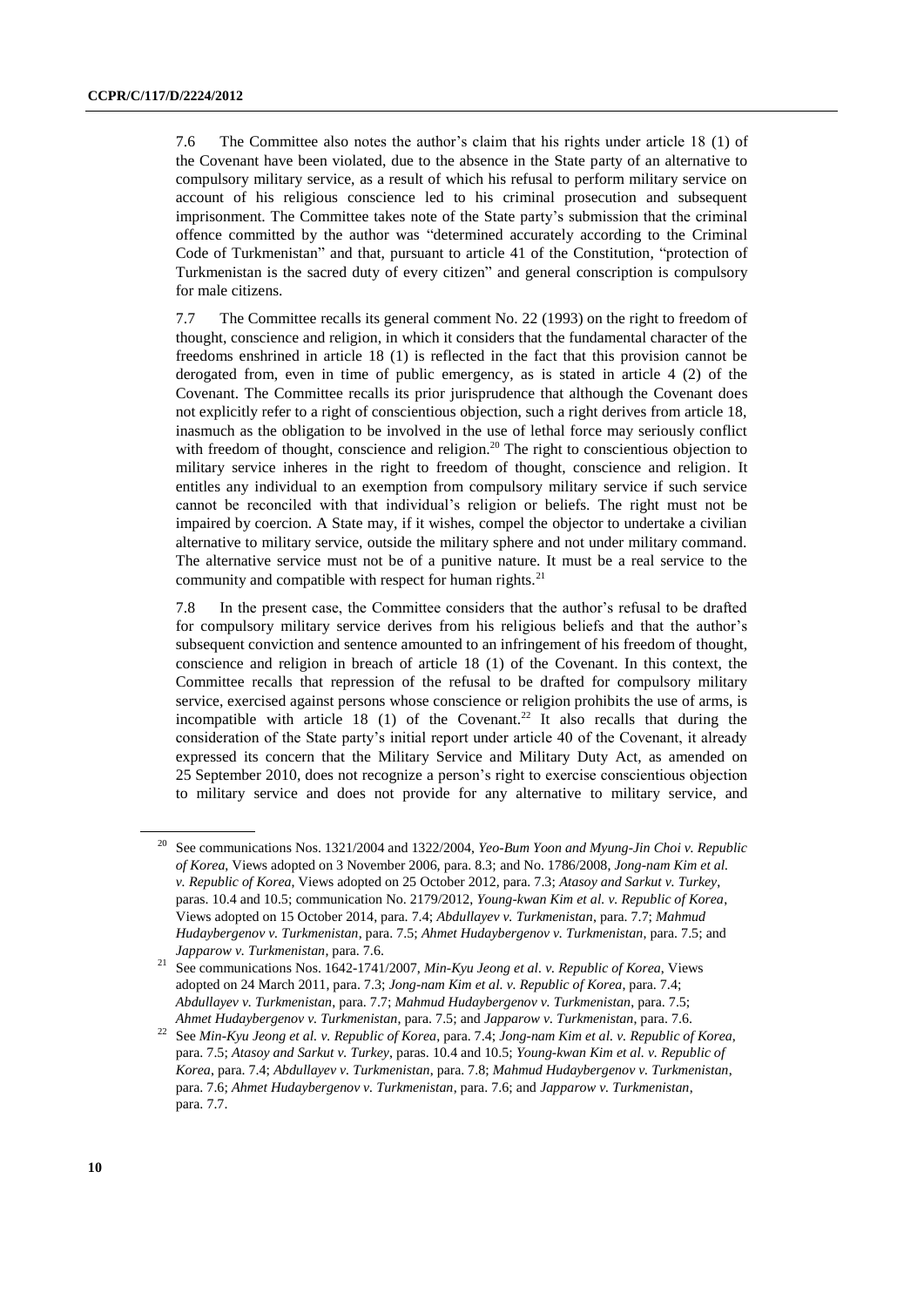7.6 The Committee also notes the author's claim that his rights under article 18 (1) of the Covenant have been violated, due to the absence in the State party of an alternative to compulsory military service, as a result of which his refusal to perform military service on account of his religious conscience led to his criminal prosecution and subsequent imprisonment. The Committee takes note of the State party's submission that the criminal offence committed by the author was "determined accurately according to the Criminal Code of Turkmenistan" and that, pursuant to article 41 of the Constitution, "protection of Turkmenistan is the sacred duty of every citizen" and general conscription is compulsory for male citizens.

7.7 The Committee recalls its general comment No. 22 (1993) on the right to freedom of thought, conscience and religion, in which it considers that the fundamental character of the freedoms enshrined in article 18 (1) is reflected in the fact that this provision cannot be derogated from, even in time of public emergency, as is stated in article 4 (2) of the Covenant. The Committee recalls its prior jurisprudence that although the Covenant does not explicitly refer to a right of conscientious objection, such a right derives from article 18, inasmuch as the obligation to be involved in the use of lethal force may seriously conflict with freedom of thought, conscience and religion.[20] The right to conscientious objection to military service inheres in the right to freedom of thought, conscience and religion. It entitles any individual to an exemption from compulsory military service if such service cannot be reconciled with that individual's religion or beliefs. The right must not be impaired by coercion. A State may, if it wishes, compel the objector to undertake a civilian alternative to military service, outside the military sphere and not under military command. The alternative service must not be of a punitive nature. It must be a real service to the community and compatible with respect for human rights.[21]

7.8 In the present case, the Committee considers that the author's refusal to be drafted for compulsory military service derives from his religious beliefs and that the author's subsequent conviction and sentence amounted to an infringement of his freedom of thought, conscience and religion in breach of article 18 (1) of the Covenant. In this context, the Committee recalls that repression of the refusal to be drafted for compulsory military service, exercised against persons whose conscience or religion prohibits the use of arms, is incompatible with article 18 (1) of the Covenant.[22] It also recalls that during the consideration of the State party's initial report under article 40 of the Covenant, it already expressed its concern that the Military Service and Military Duty Act, as amended on 25 September 2010, does not recognize a person's right to exercise conscientious objection to military service and does not provide for any alternative to military service, and

---

[20] See communications Nos. 1321/2004 and 1322/2004, *Yeo-Bum Yoon and Myung-Jin Choi v. Republic of Korea*, Views adopted on 3 November 2006, para. 8.3; and No. 1786/2008, *Jong-nam Kim et al. v. Republic of Korea*, Views adopted on 25 October 2012, para. 7.3; *Atasoy and Sarkut v. Turkey*, paras. 10.4 and 10.5; communication No. 2179/2012, *Young-kwan Kim et al. v. Republic of Korea*, Views adopted on 15 October 2014, para. 7.4; *Abdullayev v. Turkmenistan*, para. 7.7; *Mahmud Hudaybergenov v. Turkmenistan*, para. 7.5; *Ahmet Hudaybergenov v. Turkmenistan*, para. 7.5; and *Japparow v. Turkmenistan*, para. 7.6.

[21] See communications Nos. 1642-1741/2007, *Min-Kyu Jeong et al. v. Republic of Korea*, Views adopted on 24 March 2011, para. 7.3; *Jong-nam Kim et al. v. Republic of Korea*, para. 7.4; *Abdullayev v. Turkmenistan*, para. 7.7; *Mahmud Hudaybergenov v. Turkmenistan*, para. 7.5; *Ahmet Hudaybergenov v. Turkmenistan*, para. 7.5; and *Japparow v. Turkmenistan*, para. 7.6.

[22] See *Min-Kyu Jeong et al. v. Republic of Korea*, para. 7.4; *Jong-nam Kim et al. v. Republic of Korea*, para. 7.5; *Atasoy and Sarkut v. Turkey*, paras. 10.4 and 10.5; *Young-kwan Kim et al. v. Republic of Korea*, para. 7.4; *Abdullayev v. Turkmenistan*, para. 7.8; *Mahmud Hudaybergenov v. Turkmenistan*, para. 7.6; *Ahmet Hudaybergenov v. Turkmenistan*, para. 7.6; and *Japparow v. Turkmenistan*, para. 7.7.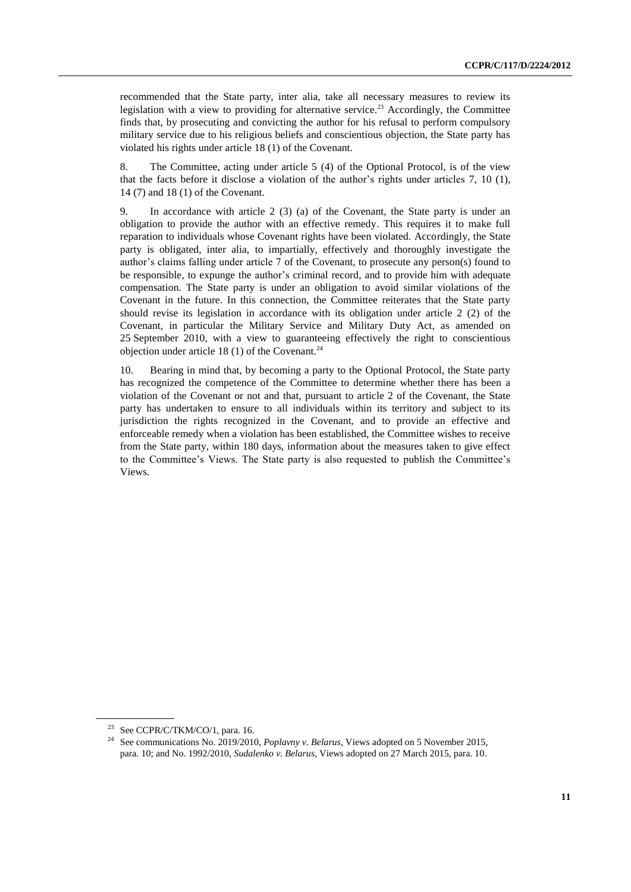recommended that the State party, inter alia, take all necessary measures to review its legislation with a view to providing for alternative service.[23] Accordingly, the Committee finds that, by prosecuting and convicting the author for his refusal to perform compulsory military service due to his religious beliefs and conscientious objection, the State party has violated his rights under article 18 (1) of the Covenant.

8. The Committee, acting under article 5 (4) of the Optional Protocol, is of the view that the facts before it disclose a violation of the author's rights under articles 7, 10 (1), 14 (7) and 18 (1) of the Covenant.

9. In accordance with article 2 (3) (a) of the Covenant, the State party is under an obligation to provide the author with an effective remedy. This requires it to make full reparation to individuals whose Covenant rights have been violated. Accordingly, the State party is obligated, inter alia, to impartially, effectively and thoroughly investigate the author's claims falling under article 7 of the Covenant, to prosecute any person(s) found to be responsible, to expunge the author's criminal record, and to provide him with adequate compensation. The State party is under an obligation to avoid similar violations of the Covenant in the future. In this connection, the Committee reiterates that the State party should revise its legislation in accordance with its obligation under article 2 (2) of the Covenant, in particular the Military Service and Military Duty Act, as amended on 25 September 2010, with a view to guaranteeing effectively the right to conscientious objection under article 18 (1) of the Covenant.[24]

10. Bearing in mind that, by becoming a party to the Optional Protocol, the State party has recognized the competence of the Committee to determine whether there has been a violation of the Covenant or not and that, pursuant to article 2 of the Covenant, the State party has undertaken to ensure to all individuals within its territory and subject to its jurisdiction the rights recognized in the Covenant, and to provide an effective and enforceable remedy when a violation has been established, the Committee wishes to receive from the State party, within 180 days, information about the measures taken to give effect to the Committee's Views. The State party is also requested to publish the Committee's Views.

---

[23] See CCPR/C/TKM/CO/1, para. 16.

[24] See communications No. 2019/2010, *Poplavny v. Belarus*, Views adopted on 5 November 2015, para. 10; and No. 1992/2010, *Sudalenko v. Belarus*, Views adopted on 27 March 2015, para. 10.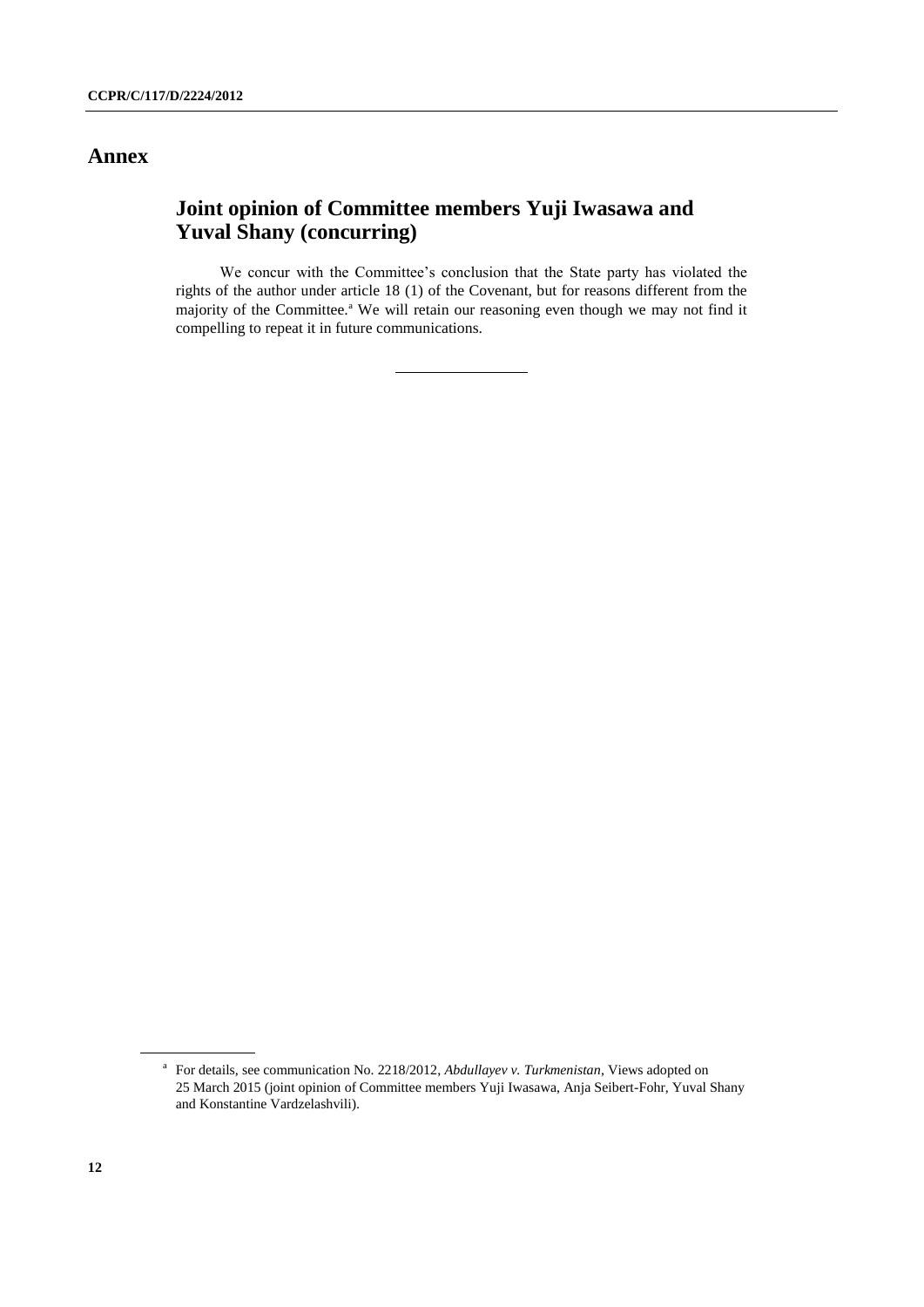# Annex

## Joint opinion of Committee members Yuji Iwasawa and Yuval Shany (concurring)

We concur with the Committee's conclusion that the State party has violated the rights of the author under article 18 (1) of the Covenant, but for reasons different from the majority of the Committee.[a] We will retain our reasoning even though we may not find it compelling to repeat it in future communications.

---

[a] For details, see communication No. 2218/2012, *Abdullayev v. Turkmenistan*, Views adopted on 25 March 2015 (joint opinion of Committee members Yuji Iwasawa, Anja Seibert-Fohr, Yuval Shany and Konstantine Vardzelashvili).